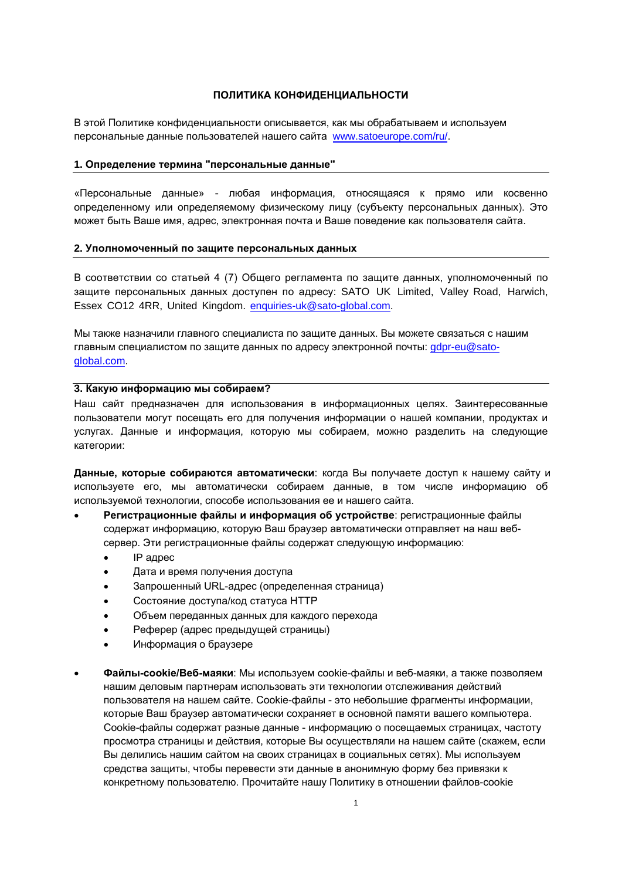# ПОЛИТИКА КОНФИДЕНЦИАЛЬНОСТИ

В этой Политике конфиденциальности описывается, как мы обрабатываем и используем персональные данные пользователей нашего сайта [www.satoeurope.com/ru/](www.satoeurope.com/ru/).

## 1. Определение термина "персональные данные"

«Персональные данные» - любая информация, относящаяся к прямо или косвенно определенному или определяемому физическому лицу (субъекту персональных данных). Это может быть Ваше имя, адрес, электронная почта и Ваше поведение как пользователя сайта.

## 2. Уполномоченный по защите персональных данных

В соответствии со статьей 4 (7) Общего регламента по защите данных, уполномоченный по защите персональных данных доступен по адресу: SATO UK Limited, Valley Road, Harwich, Essex CO12 4RR, United Kingdom. [enquiries-uk@sato-global.com](mailto:enquiries-uk@sato-global.com).

Мы также назначили главного специалиста по защите данных. Вы можете связаться с нашим главным специалистом по защите данных по адресу электронной почты: [gdpr-eu@sato-global.com](mailto:gdpr-eu@sato-global.com).

## 3. Какую информацию мы собираем?

Наш сайт предназначен для использования в информационных целях. Заинтересованные пользователи могут посещать его для получения информации о нашей компании, продуктах и услугах. Данные и информация, которую мы собираем, можно разделить на следующие категории:

**Данные, которые собираются автоматически**: когда Вы получаете доступ к нашему сайту и используете его, мы автоматически собираем данные, в том числе информацию об используемой технологии, способе использования ее и нашего сайта.

- **Регистрационные файлы и информация об устройстве**: регистрационные файлы содержат информацию, которую Ваш браузер автоматически отправляет на наш веб-сервер. Эти регистрационные файлы содержат следующую информацию:
  - IP адрес
  - Дата и время получения доступа
  - Запрошенный URL-адрес (определенная страница)
  - Состояние доступа/код статуса HTTP
  - Объем переданных данных для каждого перехода
  - Реферер (адрес предыдущей страницы)
  - Информация о браузере
- **Файлы-cookie/Веб-маяки**: Мы используем cookie-файлы и веб-маяки, а также позволяем нашим деловым партнерам использовать эти технологии отслеживания действий пользователя на нашем сайте. Cookie-файлы - это небольшие фрагменты информации, которые Ваш браузер автоматически сохраняет в основной памяти вашего компьютера. Cookie-файлы содержат разные данные - информацию о посещаемых страницах, частоту просмотра страницы и действия, которые Вы осуществляли на нашем сайте (скажем, если Вы делились нашим сайтом на своих страницах в социальных сетях). Мы используем средства защиты, чтобы перевести эти данные в анонимную форму без привязки к конкретному пользователю. Прочитайте нашу Политику в отношении файлов-cookie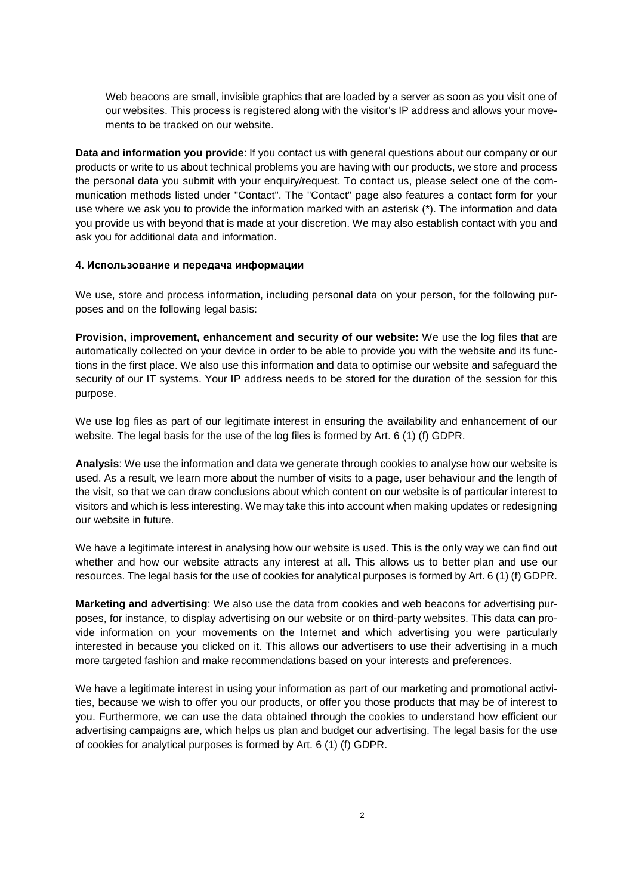Web beacons are small, invisible graphics that are loaded by a server as soon as you visit one of our websites. This process is registered along with the visitor's IP address and allows your movements to be tracked on our website.

**Data and information you provide**: If you contact us with general questions about our company or our products or write to us about technical problems you are having with our products, we store and process the personal data you submit with your enquiry/request. To contact us, please select one of the communication methods listed under "Contact". The "Contact" page also features a contact form for your use where we ask you to provide the information marked with an asterisk (*). The information and data you provide us with beyond that is made at your discretion. We may also establish contact with you and ask you for additional data and information.

#### 4. Использование и передача информации

We use, store and process information, including personal data on your person, for the following purposes and on the following legal basis:

**Provision, improvement, enhancement and security of our website:** We use the log files that are automatically collected on your device in order to be able to provide you with the website and its functions in the first place. We also use this information and data to optimise our website and safeguard the security of our IT systems. Your IP address needs to be stored for the duration of the session for this purpose.

We use log files as part of our legitimate interest in ensuring the availability and enhancement of our website. The legal basis for the use of the log files is formed by Art. 6 (1) (f) GDPR.

**Analysis**: We use the information and data we generate through cookies to analyse how our website is used. As a result, we learn more about the number of visits to a page, user behaviour and the length of the visit, so that we can draw conclusions about which content on our website is of particular interest to visitors and which is less interesting. We may take this into account when making updates or redesigning our website in future.

We have a legitimate interest in analysing how our website is used. This is the only way we can find out whether and how our website attracts any interest at all. This allows us to better plan and use our resources. The legal basis for the use of cookies for analytical purposes is formed by Art. 6 (1) (f) GDPR.

**Marketing and advertising**: We also use the data from cookies and web beacons for advertising purposes, for instance, to display advertising on our website or on third-party websites. This data can provide information on your movements on the Internet and which advertising you were particularly interested in because you clicked on it. This allows our advertisers to use their advertising in a much more targeted fashion and make recommendations based on your interests and preferences.

We have a legitimate interest in using your information as part of our marketing and promotional activities, because we wish to offer you our products, or offer you those products that may be of interest to you. Furthermore, we can use the data obtained through the cookies to understand how efficient our advertising campaigns are, which helps us plan and budget our advertising. The legal basis for the use of cookies for analytical purposes is formed by Art. 6 (1) (f) GDPR.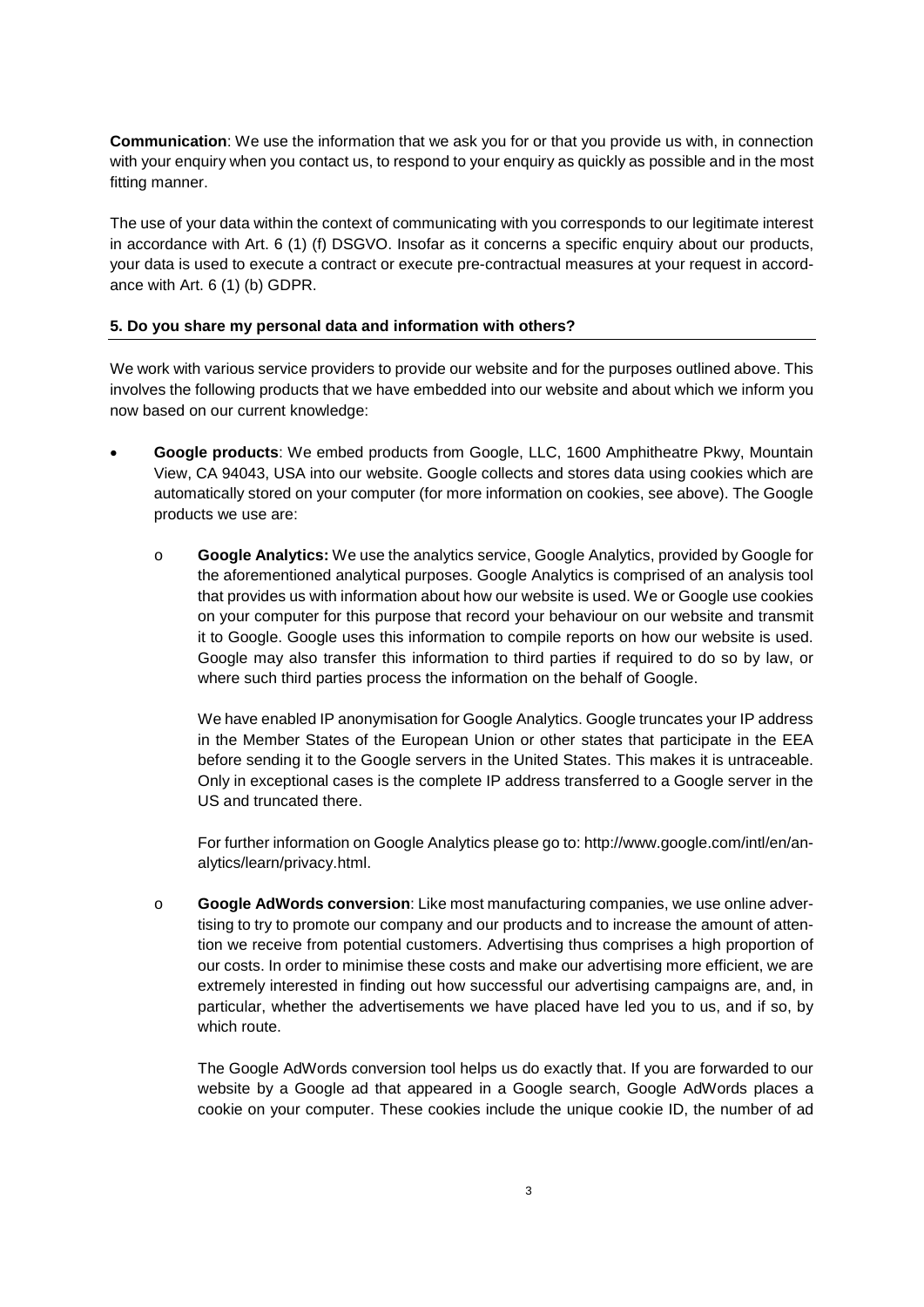**Communication**: We use the information that we ask you for or that you provide us with, in connection with your enquiry when you contact us, to respond to your enquiry as quickly as possible and in the most fitting manner.

The use of your data within the context of communicating with you corresponds to our legitimate interest in accordance with Art. 6 (1) (f) DSGVO. Insofar as it concerns a specific enquiry about our products, your data is used to execute a contract or execute pre-contractual measures at your request in accordance with Art. 6 (1) (b) GDPR.

## 5. Do you share my personal data and information with others?

We work with various service providers to provide our website and for the purposes outlined above. This involves the following products that we have embedded into our website and about which we inform you now based on our current knowledge:

- **Google products**: We embed products from Google, LLC, 1600 Amphitheatre Pkwy, Mountain View, CA 94043, USA into our website. Google collects and stores data using cookies which are automatically stored on your computer (for more information on cookies, see above). The Google products we use are:

    - **Google Analytics:** We use the analytics service, Google Analytics, provided by Google for the aforementioned analytical purposes. Google Analytics is comprised of an analysis tool that provides us with information about how our website is used. We or Google use cookies on your computer for this purpose that record your behaviour on our website and transmit it to Google. Google uses this information to compile reports on how our website is used. Google may also transfer this information to third parties if required to do so by law, or where such third parties process the information on the behalf of Google.

      We have enabled IP anonymisation for Google Analytics. Google truncates your IP address in the Member States of the European Union or other states that participate in the EEA before sending it to the Google servers in the United States. This makes it is untraceable. Only in exceptional cases is the complete IP address transferred to a Google server in the US and truncated there.

      For further information on Google Analytics please go to: http://www.google.com/intl/en/analytics/learn/privacy.html.

    - **Google AdWords conversion**: Like most manufacturing companies, we use online advertising to try to promote our company and our products and to increase the amount of attention we receive from potential customers. Advertising thus comprises a high proportion of our costs. In order to minimise these costs and make our advertising more efficient, we are extremely interested in finding out how successful our advertising campaigns are, and, in particular, whether the advertisements we have placed have led you to us, and if so, by which route.

      The Google AdWords conversion tool helps us do exactly that. If you are forwarded to our website by a Google ad that appeared in a Google search, Google AdWords places a cookie on your computer. These cookies include the unique cookie ID, the number of ad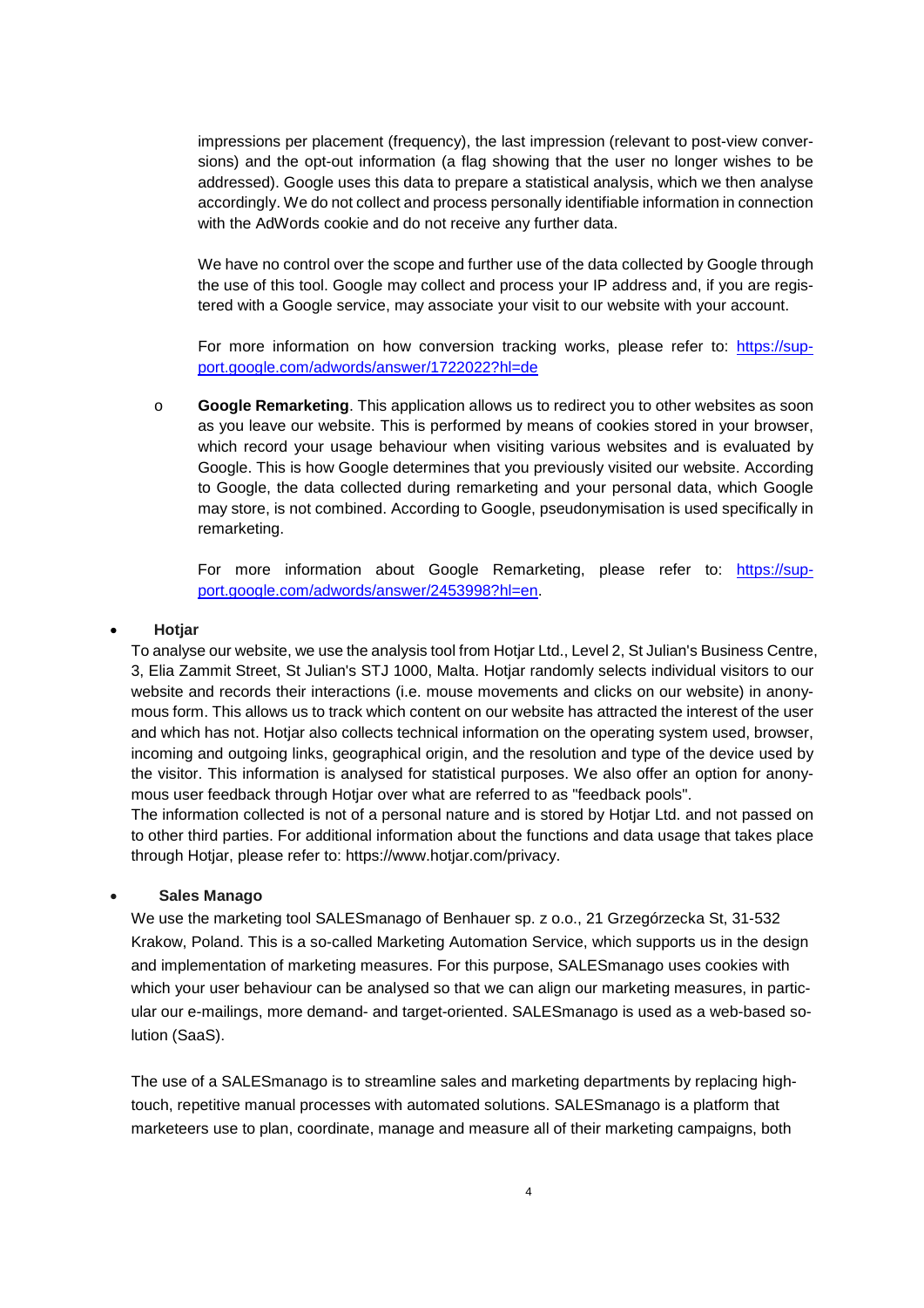impressions per placement (frequency), the last impression (relevant to post-view conversions) and the opt-out information (a flag showing that the user no longer wishes to be addressed). Google uses this data to prepare a statistical analysis, which we then analyse accordingly. We do not collect and process personally identifiable information in connection with the AdWords cookie and do not receive any further data.

We have no control over the scope and further use of the data collected by Google through the use of this tool. Google may collect and process your IP address and, if you are registered with a Google service, may associate your visit to our website with your account.

For more information on how conversion tracking works, please refer to: [https://support.google.com/adwords/answer/1722022?hl=de](https://support.google.com/adwords/answer/1722022?hl=de)

- **Google Remarketing**. This application allows us to redirect you to other websites as soon as you leave our website. This is performed by means of cookies stored in your browser, which record your usage behaviour when visiting various websites and is evaluated by Google. This is how Google determines that you previously visited our website. According to Google, the data collected during remarketing and your personal data, which Google may store, is not combined. According to Google, pseudonymisation is used specifically in remarketing.

  For more information about Google Remarketing, please refer to: [https://support.google.com/adwords/answer/2453998?hl=en](https://support.google.com/adwords/answer/2453998?hl=en).

- **Hotjar**

  To analyse our website, we use the analysis tool from Hotjar Ltd., Level 2, St Julian's Business Centre, 3, Elia Zammit Street, St Julian's STJ 1000, Malta. Hotjar randomly selects individual visitors to our website and records their interactions (i.e. mouse movements and clicks on our website) in anonymous form. This allows us to track which content on our website has attracted the interest of the user and which has not. Hotjar also collects technical information on the operating system used, browser, incoming and outgoing links, geographical origin, and the resolution and type of the device used by the visitor. This information is analysed for statistical purposes. We also offer an option for anonymous user feedback through Hotjar over what are referred to as "feedback pools".
  The information collected is not of a personal nature and is stored by Hotjar Ltd. and not passed on to other third parties. For additional information about the functions and data usage that takes place through Hotjar, please refer to: https://www.hotjar.com/privacy.

- **Sales Manago**

  We use the marketing tool SALESmanago of Benhauer sp. z o.o., 21 Grzegórzecka St, 31-532 Krakow, Poland. This is a so-called Marketing Automation Service, which supports us in the design and implementation of marketing measures. For this purpose, SALESmanago uses cookies with which your user behaviour can be analysed so that we can align our marketing measures, in particular our e-mailings, more demand- and target-oriented. SALESmanago is used as a web-based solution (SaaS).

  The use of a SALESmanago is to streamline sales and marketing departments by replacing high-touch, repetitive manual processes with automated solutions. SALESmanago is a platform that marketeers use to plan, coordinate, manage and measure all of their marketing campaigns, both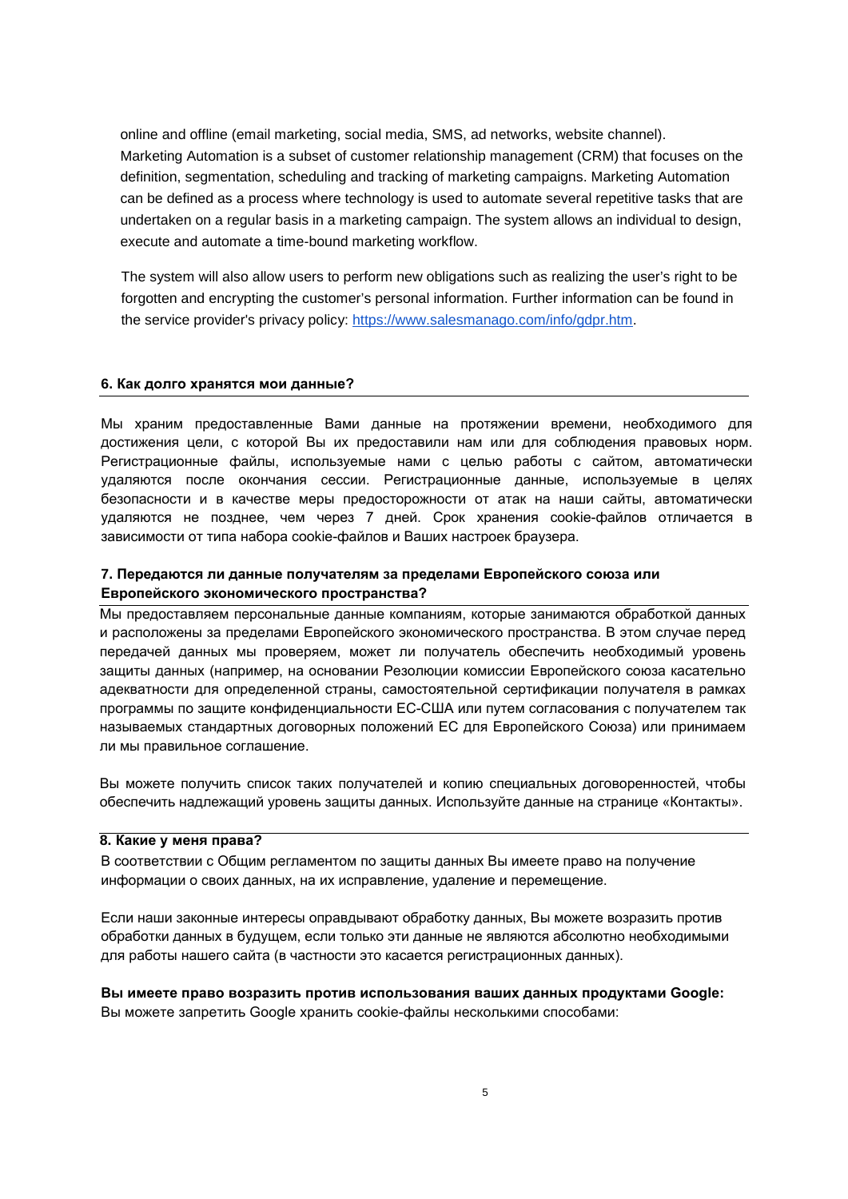online and offline (email marketing, social media, SMS, ad networks, website channel). Marketing Automation is a subset of customer relationship management (CRM) that focuses on the definition, segmentation, scheduling and tracking of marketing campaigns. Marketing Automation can be defined as a process where technology is used to automate several repetitive tasks that are undertaken on a regular basis in a marketing campaign. The system allows an individual to design, execute and automate a time-bound marketing workflow.

The system will also allow users to perform new obligations such as realizing the user's right to be forgotten and encrypting the customer's personal information. Further information can be found in the service provider's privacy policy: https://www.salesmanago.com/info/gdpr.htm.

## 6. Как долго хранятся мои данные?

Мы храним предоставленные Вами данные на протяжении времени, необходимого для достижения цели, с которой Вы их предоставили нам или для соблюдения правовых норм. Регистрационные файлы, используемые нами с целью работы с сайтом, автоматически удаляются после окончания сессии. Регистрационные данные, используемые в целях безопасности и в качестве меры предосторожности от атак на наши сайты, автоматически удаляются не позднее, чем через 7 дней. Срок хранения cookie-файлов отличается в зависимости от типа набора cookie-файлов и Ваших настроек браузера.

## 7. Передаются ли данные получателям за пределами Европейского союза или Европейского экономического пространства?

Мы предоставляем персональные данные компаниям, которые занимаются обработкой данных и расположены за пределами Европейского экономического пространства. В этом случае перед передачей данных мы проверяем, может ли получатель обеспечить необходимый уровень защиты данных (например, на основании Резолюции комиссии Европейского союза касательно адекватности для определенной страны, самостоятельной сертификации получателя в рамках программы по защите конфиденциальности ЕС-США или путем согласования с получателем так называемых стандартных договорных положений ЕС для Европейского Союза) или принимаем ли мы правильное соглашение.

Вы можете получить список таких получателей и копию специальных договоренностей, чтобы обеспечить надлежащий уровень защиты данных. Используйте данные на странице «Контакты».

## 8. Какие у меня права?

В соответствии с Общим регламентом по защиты данных Вы имеете право на получение информации о своих данных, на их исправление, удаление и перемещение.

Если наши законные интересы оправдывают обработку данных, Вы можете возразить против обработки данных в будущем, если только эти данные не являются абсолютно необходимыми для работы нашего сайта (в частности это касается регистрационных данных).

**Вы имеете право возразить против использования ваших данных продуктами Google:**
Вы можете запретить Google хранить cookie-файлы несколькими способами: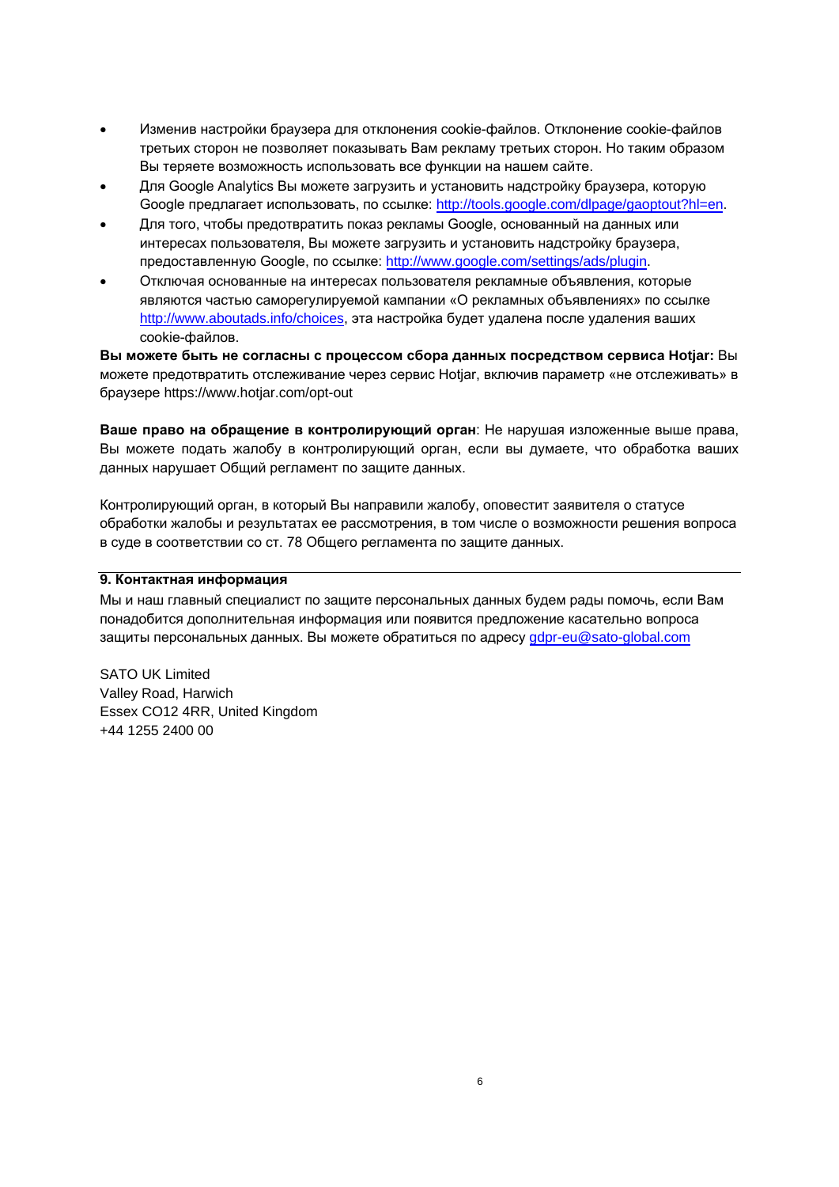- Изменив настройки браузера для отклонения cookie-файлов. Отклонение cookie-файлов третьих сторон не позволяет показывать Вам рекламу третьих сторон. Но таким образом Вы теряете возможность использовать все функции на нашем сайте.
- Для Google Analytics Вы можете загрузить и установить надстройку браузера, которую Google предлагает использовать, по ссылке: http://tools.google.com/dlpage/gaoptout?hl=en.
- Для того, чтобы предотвратить показ рекламы Google, основанный на данных или интересах пользователя, Вы можете загрузить и установить надстройку браузера, предоставленную Google, по ссылке: http://www.google.com/settings/ads/plugin.
- Отключая основанные на интересах пользователя рекламные объявления, которые являются частью саморегулируемой кампании «О рекламных объявлениях» по ссылке http://www.aboutads.info/choices, эта настройка будет удалена после удаления ваших cookie-файлов.

**Вы можете быть не согласны с процессом сбора данных посредством сервиса Hotjar:** Вы можете предотвратить отслеживание через сервис Hotjar, включив параметр «не отслеживать» в браузере https://www.hotjar.com/opt-out

**Ваше право на обращение в контролирующий орган**: Не нарушая изложенные выше права, Вы можете подать жалобу в контролирующий орган, если вы думаете, что обработка ваших данных нарушает Общий регламент по защите данных.

Контролирующий орган, в который Вы направили жалобу, оповестит заявителя о статусе обработки жалобы и результатах ее рассмотрения, в том числе о возможности решения вопроса в суде в соответствии со ст. 78 Общего регламента по защите данных.

## 9. Контактная информация

Мы и наш главный специалист по защите персональных данных будем рады помочь, если Вам понадобится дополнительная информация или появится предложение касательно вопроса защиты персональных данных. Вы можете обратиться по адресу gdpr-eu@sato-global.com

SATO UK Limited
Valley Road, Harwich
Essex CO12 4RR, United Kingdom
+44 1255 2400 00